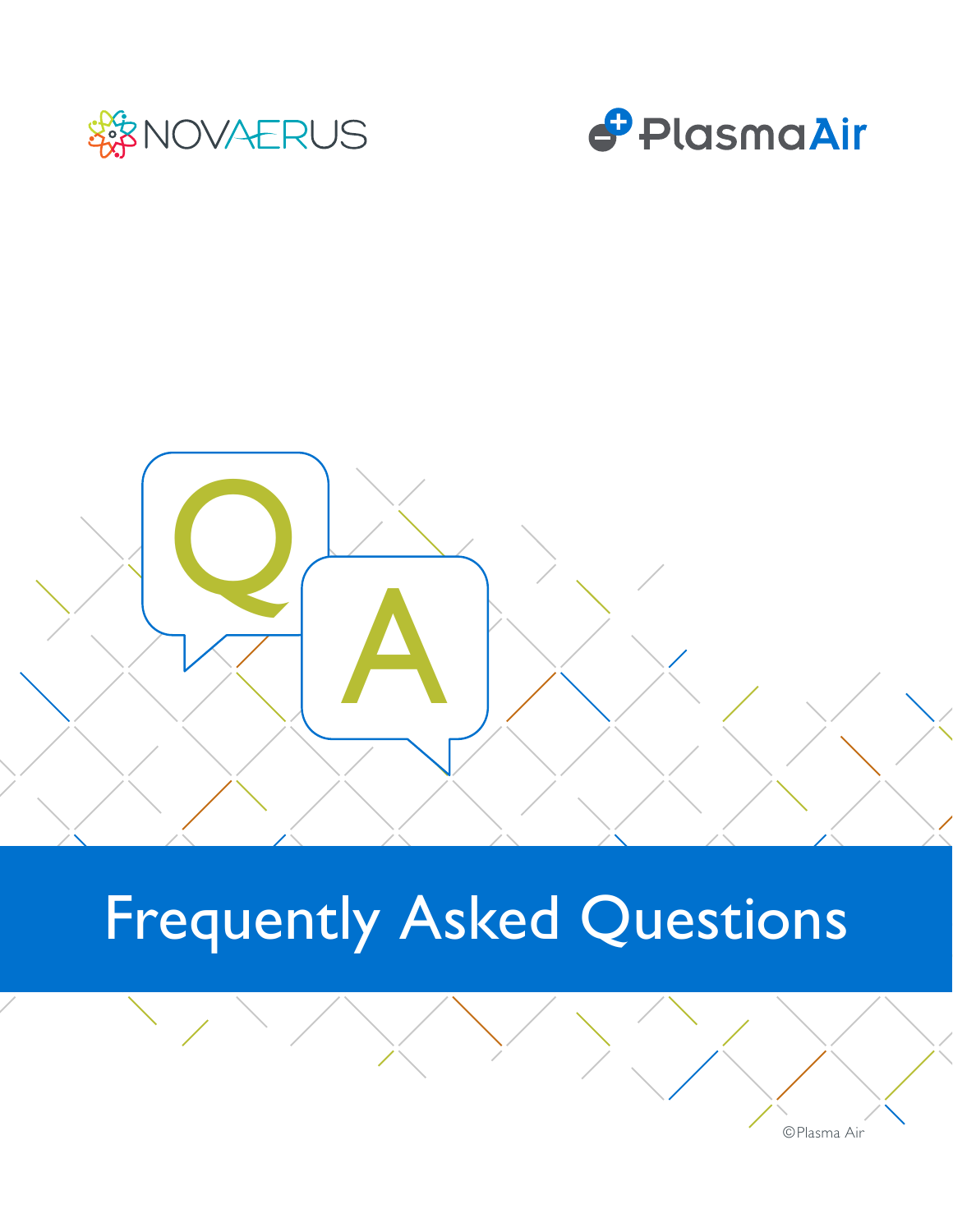NOVAERUS

PlasmaAir

Q

A

# Frequently Asked Questions

©Plasma Air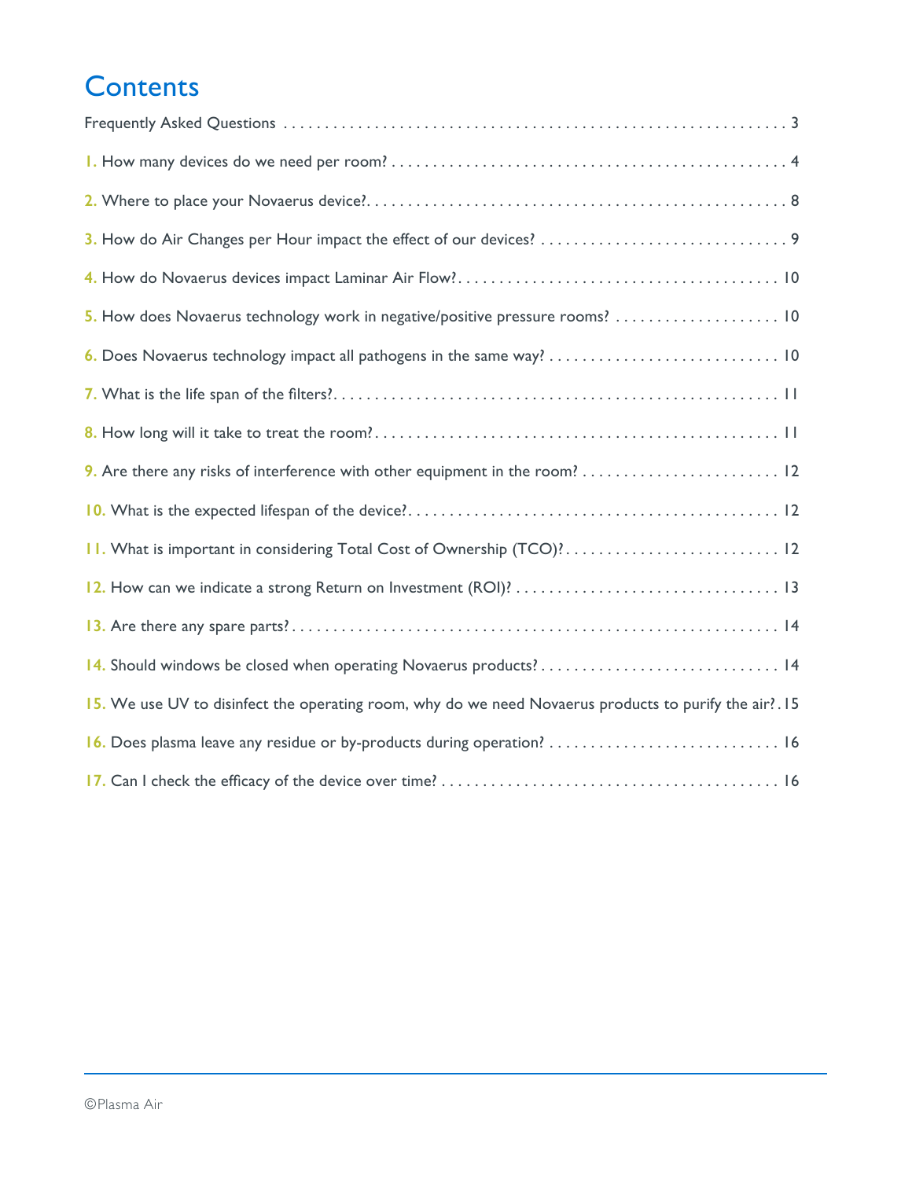# Contents

Frequently Asked Questions . . . . . . . . . . . . . . . . . . . . . . . . . . . . . . . . . . . . . . . . . . . . . . . . . . . . . . . . . . . . . 3

1. How many devices do we need per room? . . . . . . . . . . . . . . . . . . . . . . . . . . . . . . . . . . . . . . . . . . . . . . 4

2. Where to place your Novaerus device?. . . . . . . . . . . . . . . . . . . . . . . . . . . . . . . . . . . . . . . . . . . . . . . . . 8

3. How do Air Changes per Hour impact the effect of our devices? . . . . . . . . . . . . . . . . . . . . . . . . . . . . . 9

4. How do Novaerus devices impact Laminar Air Flow?. . . . . . . . . . . . . . . . . . . . . . . . . . . . . . . . . . . . . . 10

5. How does Novaerus technology work in negative/positive pressure rooms? . . . . . . . . . . . . . . . . . . . . 10

6. Does Novaerus technology impact all pathogens in the same way? . . . . . . . . . . . . . . . . . . . . . . . . . . . 10

7. What is the life span of the filters?. . . . . . . . . . . . . . . . . . . . . . . . . . . . . . . . . . . . . . . . . . . . . . . . . . . . . 11

8. How long will it take to treat the room?. . . . . . . . . . . . . . . . . . . . . . . . . . . . . . . . . . . . . . . . . . . . . . . . 11

9. Are there any risks of interference with other equipment in the room? . . . . . . . . . . . . . . . . . . . . . . . . 12

10. What is the expected lifespan of the device?. . . . . . . . . . . . . . . . . . . . . . . . . . . . . . . . . . . . . . . . . . . . 12

11. What is important in considering Total Cost of Ownership (TCO)?. . . . . . . . . . . . . . . . . . . . . . . . . . 12

12. How can we indicate a strong Return on Investment (ROI)? . . . . . . . . . . . . . . . . . . . . . . . . . . . . . . . 13

13. Are there any spare parts?. . . . . . . . . . . . . . . . . . . . . . . . . . . . . . . . . . . . . . . . . . . . . . . . . . . . . . . . . . . 14

14. Should windows be closed when operating Novaerus products?. . . . . . . . . . . . . . . . . . . . . . . . . . . . 14

15. We use UV to disinfect the operating room, why do we need Novaerus products to purify the air?. 15

16. Does plasma leave any residue or by-products during operation? . . . . . . . . . . . . . . . . . . . . . . . . . . . 16

17. Can I check the efficacy of the device over time? . . . . . . . . . . . . . . . . . . . . . . . . . . . . . . . . . . . . . . . . 16

©Plasma Air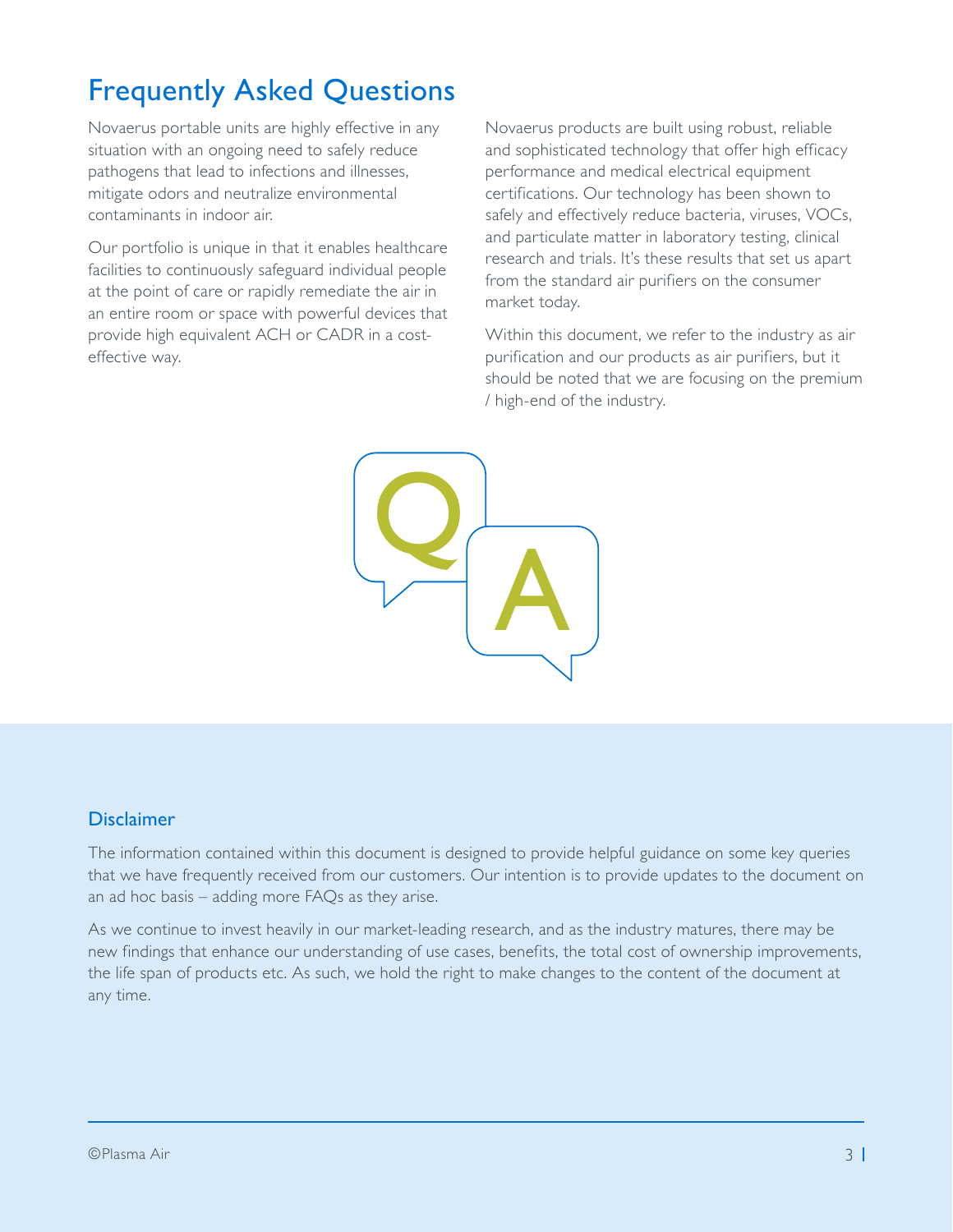# Frequently Asked Questions

Novaerus portable units are highly effective in any situation with an ongoing need to safely reduce pathogens that lead to infections and illnesses, mitigate odors and neutralize environmental contaminants in indoor air.

Our portfolio is unique in that it enables healthcare facilities to continuously safeguard individual people at the point of care or rapidly remediate the air in an entire room or space with powerful devices that provide high equivalent ACH or CADR in a cost-effective way.

Novaerus products are built using robust, reliable and sophisticated technology that offer high efficacy performance and medical electrical equipment certifications. Our technology has been shown to safely and effectively reduce bacteria, viruses, VOCs, and particulate matter in laboratory testing, clinical research and trials. It's these results that set us apart from the standard air purifiers on the consumer market today.

Within this document, we refer to the industry as air purification and our products as air purifiers, but it should be noted that we are focusing on the premium / high-end of the industry.

## Disclaimer

The information contained within this document is designed to provide helpful guidance on some key queries that we have frequently received from our customers. Our intention is to provide updates to the document on an ad hoc basis – adding more FAQs as they arise.

As we continue to invest heavily in our market-leading research, and as the industry matures, there may be new findings that enhance our understanding of use cases, benefits, the total cost of ownership improvements, the life span of products etc. As such, we hold the right to make changes to the content of the document at any time.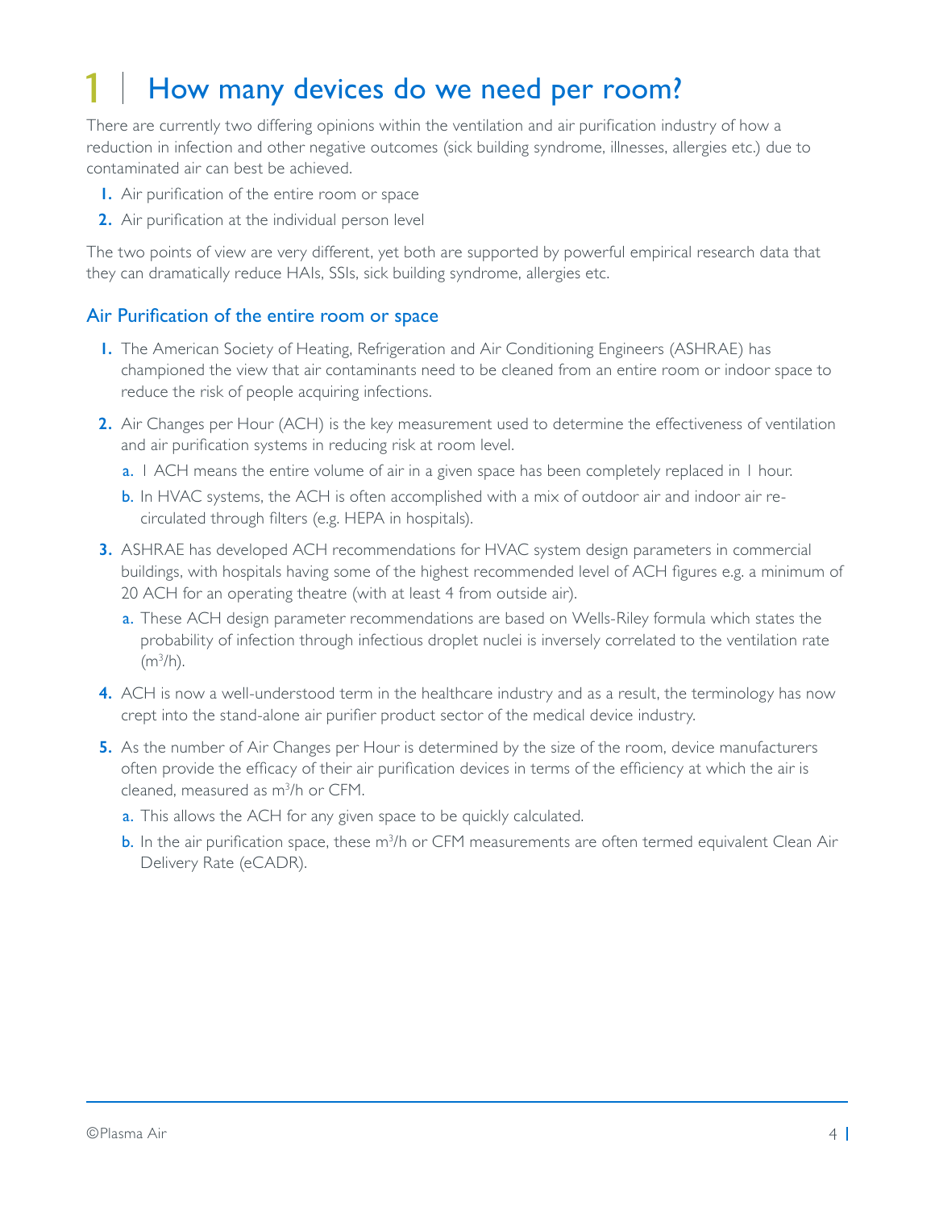# 1 | How many devices do we need per room?

There are currently two differing opinions within the ventilation and air purification industry of how a reduction in infection and other negative outcomes (sick building syndrome, illnesses, allergies etc.) due to contaminated air can best be achieved.

1. Air purification of the entire room or space
2. Air purification at the individual person level

The two points of view are very different, yet both are supported by powerful empirical research data that they can dramatically reduce HAIs, SSIs, sick building syndrome, allergies etc.

## Air Purification of the entire room or space

1. The American Society of Heating, Refrigeration and Air Conditioning Engineers (ASHRAE) has championed the view that air contaminants need to be cleaned from an entire room or indoor space to reduce the risk of people acquiring infections.
2. Air Changes per Hour (ACH) is the key measurement used to determine the effectiveness of ventilation and air purification systems in reducing risk at room level.
   a. 1 ACH means the entire volume of air in a given space has been completely replaced in 1 hour.
   b. In HVAC systems, the ACH is often accomplished with a mix of outdoor air and indoor air re-circulated through filters (e.g. HEPA in hospitals).
3. ASHRAE has developed ACH recommendations for HVAC system design parameters in commercial buildings, with hospitals having some of the highest recommended level of ACH figures e.g. a minimum of 20 ACH for an operating theatre (with at least 4 from outside air).
   a. These ACH design parameter recommendations are based on Wells-Riley formula which states the probability of infection through infectious droplet nuclei is inversely correlated to the ventilation rate ($m^3/h$).
4. ACH is now a well-understood term in the healthcare industry and as a result, the terminology has now crept into the stand-alone air purifier product sector of the medical device industry.
5. As the number of Air Changes per Hour is determined by the size of the room, device manufacturers often provide the efficacy of their air purification devices in terms of the efficiency at which the air is cleaned, measured as $m^3/h$ or CFM.
   a. This allows the ACH for any given space to be quickly calculated.
   b. In the air purification space, these $m^3/h$ or CFM measurements are often termed equivalent Clean Air Delivery Rate (eCADR).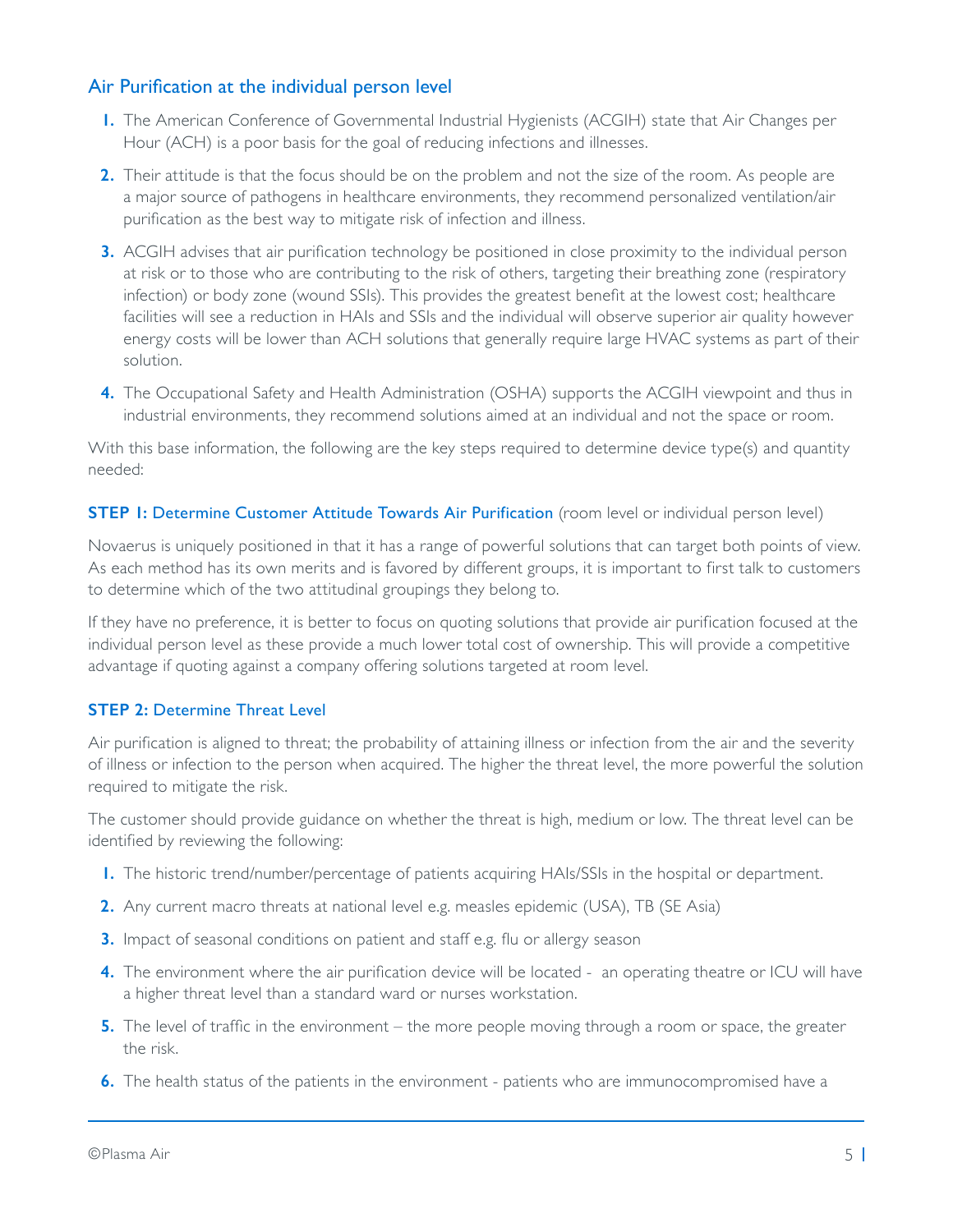## Air Purification at the individual person level

1. The American Conference of Governmental Industrial Hygienists (ACGIH) state that Air Changes per Hour (ACH) is a poor basis for the goal of reducing infections and illnesses.
2. Their attitude is that the focus should be on the problem and not the size of the room. As people are a major source of pathogens in healthcare environments, they recommend personalized ventilation/air purification as the best way to mitigate risk of infection and illness.
3. ACGIH advises that air purification technology be positioned in close proximity to the individual person at risk or to those who are contributing to the risk of others, targeting their breathing zone (respiratory infection) or body zone (wound SSIs). This provides the greatest benefit at the lowest cost; healthcare facilities will see a reduction in HAIs and SSIs and the individual will observe superior air quality however energy costs will be lower than ACH solutions that generally require large HVAC systems as part of their solution.
4. The Occupational Safety and Health Administration (OSHA) supports the ACGIH viewpoint and thus in industrial environments, they recommend solutions aimed at an individual and not the space or room.

With this base information, the following are the key steps required to determine device type(s) and quantity needed:

### STEP 1: Determine Customer Attitude Towards Air Purification (room level or individual person level)

Novaerus is uniquely positioned in that it has a range of powerful solutions that can target both points of view. As each method has its own merits and is favored by different groups, it is important to first talk to customers to determine which of the two attitudinal groupings they belong to.

If they have no preference, it is better to focus on quoting solutions that provide air purification focused at the individual person level as these provide a much lower total cost of ownership. This will provide a competitive advantage if quoting against a company offering solutions targeted at room level.

### STEP 2: Determine Threat Level

Air purification is aligned to threat; the probability of attaining illness or infection from the air and the severity of illness or infection to the person when acquired. The higher the threat level, the more powerful the solution required to mitigate the risk.

The customer should provide guidance on whether the threat is high, medium or low. The threat level can be identified by reviewing the following:

1. The historic trend/number/percentage of patients acquiring HAIs/SSIs in the hospital or department.
2. Any current macro threats at national level e.g. measles epidemic (USA), TB (SE Asia)
3. Impact of seasonal conditions on patient and staff e.g. flu or allergy season
4. The environment where the air purification device will be located - an operating theatre or ICU will have a higher threat level than a standard ward or nurses workstation.
5. The level of traffic in the environment – the more people moving through a room or space, the greater the risk.
6. The health status of the patients in the environment - patients who are immunocompromised have a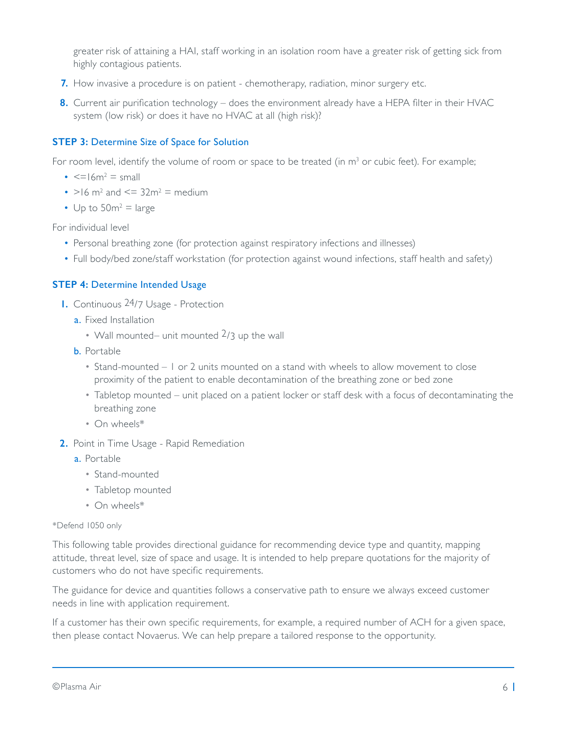greater risk of attaining a HAI, staff working in an isolation room have a greater risk of getting sick from highly contagious patients.

7. How invasive a procedure is on patient - chemotherapy, radiation, minor surgery etc.
8. Current air purification technology – does the environment already have a HEPA filter in their HVAC system (low risk) or does it have no HVAC at all (high risk)?

### STEP 3: Determine Size of Space for Solution

For room level, identify the volume of room or space to be treated (in $m^3$ or cubic feet). For example;

- <=16$m^2$ = small
- >16 $m^2$ and <= 32$m^2$ = medium
- Up to 50$m^2$ = large

For individual level

- Personal breathing zone (for protection against respiratory infections and illnesses)
- Full body/bed zone/staff workstation (for protection against wound infections, staff health and safety)

### STEP 4: Determine Intended Usage

1. Continuous 24/7 Usage - Protection
   a. Fixed Installation
      - Wall mounted– unit mounted 2/3 up the wall
   b. Portable
      - Stand-mounted – 1 or 2 units mounted on a stand with wheels to allow movement to close proximity of the patient to enable decontamination of the breathing zone or bed zone
      - Tabletop mounted – unit placed on a patient locker or staff desk with a focus of decontaminating the breathing zone
      - On wheels*
2. Point in Time Usage - Rapid Remediation
   a. Portable
      - Stand-mounted
      - Tabletop mounted
      - On wheels*

*Defend 1050 only

This following table provides directional guidance for recommending device type and quantity, mapping attitude, threat level, size of space and usage. It is intended to help prepare quotations for the majority of customers who do not have specific requirements.

The guidance for device and quantities follows a conservative path to ensure we always exceed customer needs in line with application requirement.

If a customer has their own specific requirements, for example, a required number of ACH for a given space, then please contact Novaerus. We can help prepare a tailored response to the opportunity.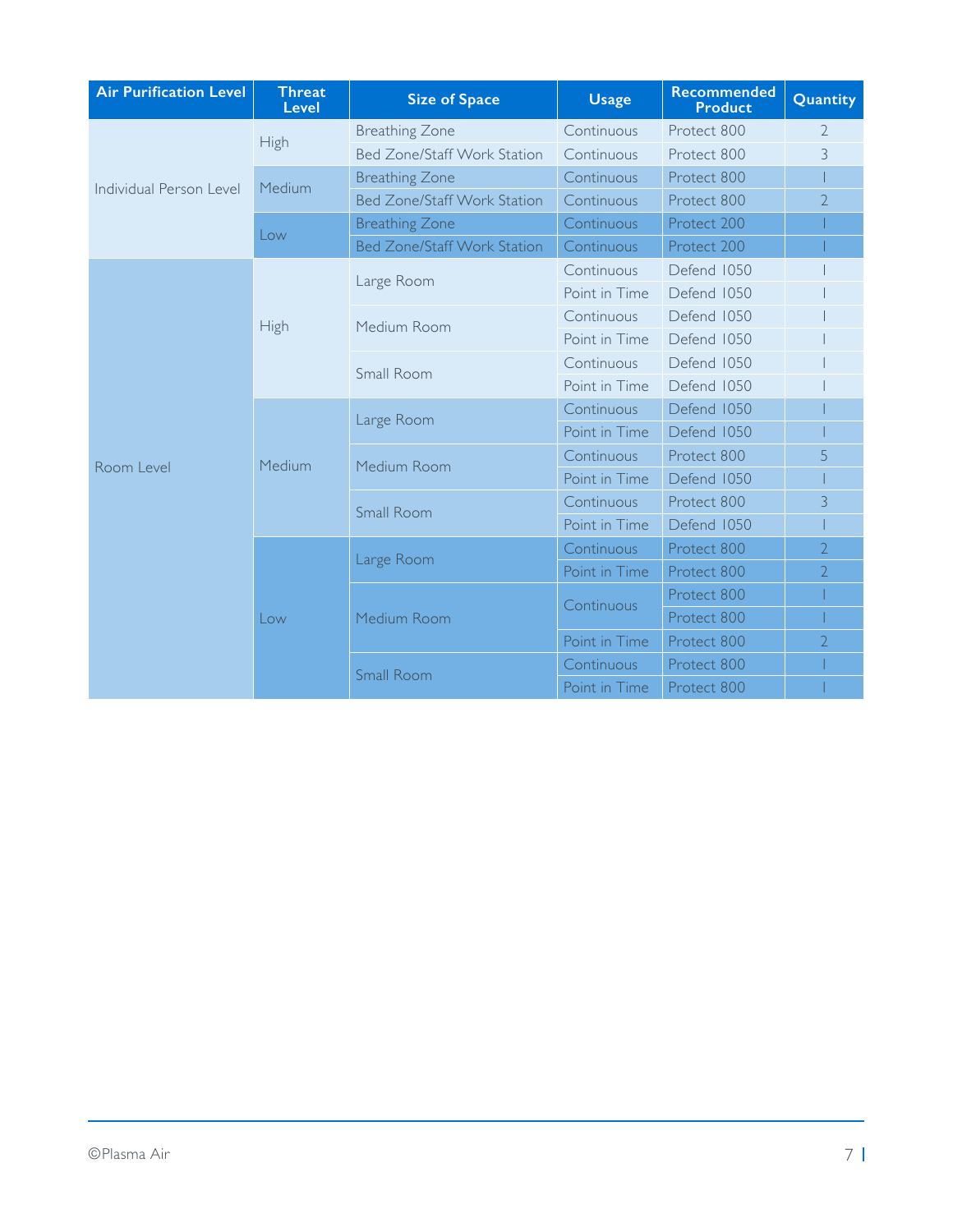| Air Purification Level | Threat Level | Size of Space | Usage | Recommended Product | Quantity |
|---|---|---|---|---|---|
| Individual Person Level | High | Breathing Zone | Continuous | Protect 800 | 2 |
| | | Bed Zone/Staff Work Station | Continuous | Protect 800 | 3 |
| | Medium | Breathing Zone | Continuous | Protect 800 | 1 |
| | | Bed Zone/Staff Work Station | Continuous | Protect 800 | 2 |
| | Low | Breathing Zone | Continuous | Protect 200 | 1 |
| | | Bed Zone/Staff Work Station | Continuous | Protect 200 | 1 |
| Room Level | High | Large Room | Continuous | Defend 1050 | 1 |
| | | | Point in Time | Defend 1050 | 1 |
| | | Medium Room | Continuous | Defend 1050 | 1 |
| | | | Point in Time | Defend 1050 | 1 |
| | | Small Room | Continuous | Defend 1050 | 1 |
| | | | Point in Time | Defend 1050 | 1 |
| | Medium | Large Room | Continuous | Defend 1050 | 1 |
| | | | Point in Time | Defend 1050 | 1 |
| | | Medium Room | Continuous | Protect 800 | 5 |
| | | | Point in Time | Defend 1050 | 1 |
| | | Small Room | Continuous | Protect 800 | 3 |
| | | | Point in Time | Defend 1050 | 1 |
| | Low | Large Room | Continuous | Protect 800 | 2 |
| | | | Point in Time | Protect 800 | 2 |
| | | Medium Room | Continuous | Protect 800 | 1 |
| | | | | Protect 800 | 1 |
| | | | Point in Time | Protect 800 | 2 |
| | | Small Room | Continuous | Protect 800 | 1 |
| | | | Point in Time | Protect 800 | 1 |

©Plasma Air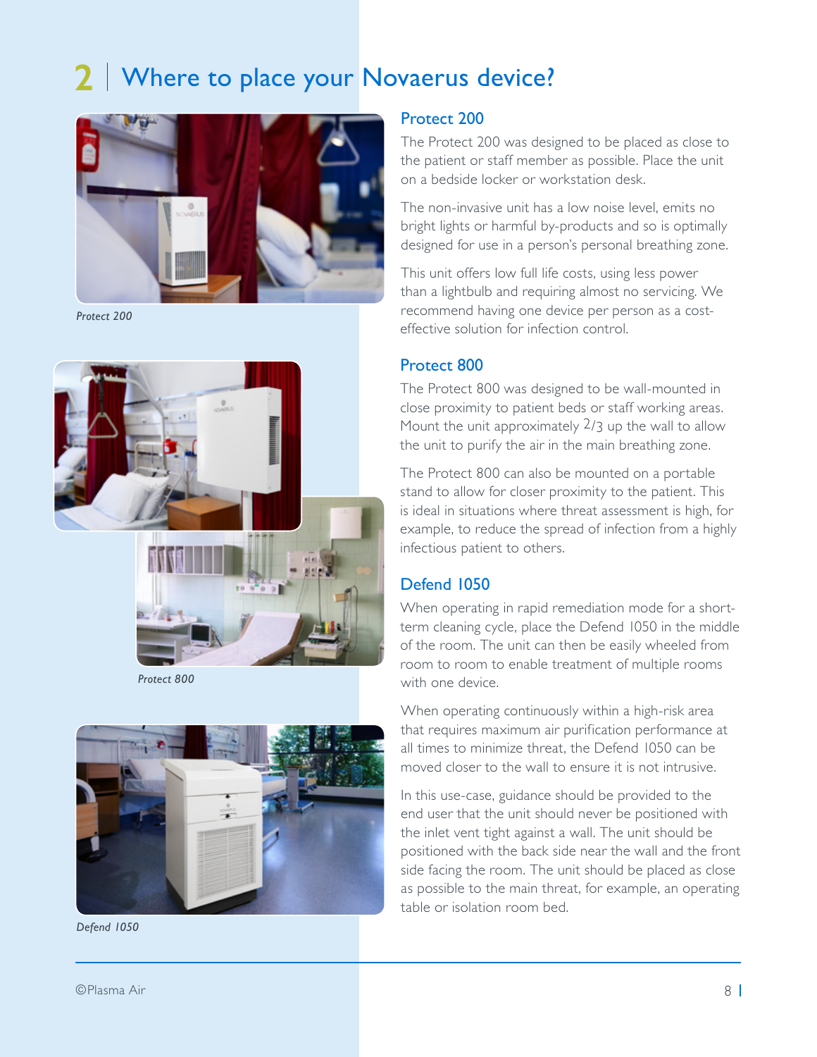# 2 | Where to place your Novaerus device?

*Protect 200*

*Protect 800*

*Defend 1050*

## Protect 200

The Protect 200 was designed to be placed as close to the patient or staff member as possible. Place the unit on a bedside locker or workstation desk.

The non-invasive unit has a low noise level, emits no bright lights or harmful by-products and so is optimally designed for use in a person's personal breathing zone.

This unit offers low full life costs, using less power than a lightbulb and requiring almost no servicing. We recommend having one device per person as a cost-effective solution for infection control.

## Protect 800

The Protect 800 was designed to be wall-mounted in close proximity to patient beds or staff working areas. Mount the unit approximately 2/3 up the wall to allow the unit to purify the air in the main breathing zone.

The Protect 800 can also be mounted on a portable stand to allow for closer proximity to the patient. This is ideal in situations where threat assessment is high, for example, to reduce the spread of infection from a highly infectious patient to others.

## Defend 1050

When operating in rapid remediation mode for a short-term cleaning cycle, place the Defend 1050 in the middle of the room. The unit can then be easily wheeled from room to room to enable treatment of multiple rooms with one device.

When operating continuously within a high-risk area that requires maximum air purification performance at all times to minimize threat, the Defend 1050 can be moved closer to the wall to ensure it is not intrusive.

In this use-case, guidance should be provided to the end user that the unit should never be positioned with the inlet vent tight against a wall. The unit should be positioned with the back side near the wall and the front side facing the room. The unit should be placed as close as possible to the main threat, for example, an operating table or isolation room bed.

©Plasma Air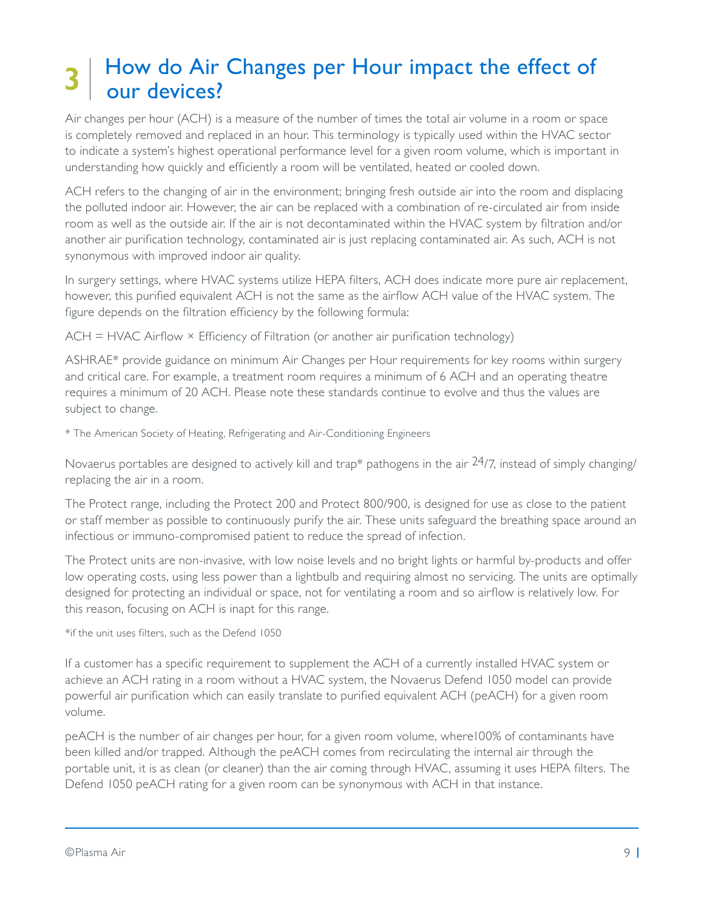# 3 How do Air Changes per Hour impact the effect of our devices?

Air changes per hour (ACH) is a measure of the number of times the total air volume in a room or space is completely removed and replaced in an hour. This terminology is typically used within the HVAC sector to indicate a system's highest operational performance level for a given room volume, which is important in understanding how quickly and efficiently a room will be ventilated, heated or cooled down.

ACH refers to the changing of air in the environment; bringing fresh outside air into the room and displacing the polluted indoor air. However, the air can be replaced with a combination of re-circulated air from inside room as well as the outside air. If the air is not decontaminated within the HVAC system by filtration and/or another air purification technology, contaminated air is just replacing contaminated air. As such, ACH is not synonymous with improved indoor air quality.

In surgery settings, where HVAC systems utilize HEPA filters, ACH does indicate more pure air replacement, however, this purified equivalent ACH is not the same as the airflow ACH value of the HVAC system. The figure depends on the filtration efficiency by the following formula:

ACH = HVAC Airflow × Efficiency of Filtration (or another air purification technology)

ASHRAE* provide guidance on minimum Air Changes per Hour requirements for key rooms within surgery and critical care. For example, a treatment room requires a minimum of 6 ACH and an operating theatre requires a minimum of 20 ACH. Please note these standards continue to evolve and thus the values are subject to change.

\* The American Society of Heating, Refrigerating and Air-Conditioning Engineers

Novaerus portables are designed to actively kill and trap* pathogens in the air 24/7, instead of simply changing/replacing the air in a room.

The Protect range, including the Protect 200 and Protect 800/900, is designed for use as close to the patient or staff member as possible to continuously purify the air. These units safeguard the breathing space around an infectious or immuno-compromised patient to reduce the spread of infection.

The Protect units are non-invasive, with low noise levels and no bright lights or harmful by-products and offer low operating costs, using less power than a lightbulb and requiring almost no servicing. The units are optimally designed for protecting an individual or space, not for ventilating a room and so airflow is relatively low. For this reason, focusing on ACH is inapt for this range.

\*if the unit uses filters, such as the Defend 1050

If a customer has a specific requirement to supplement the ACH of a currently installed HVAC system or achieve an ACH rating in a room without a HVAC system, the Novaerus Defend 1050 model can provide powerful air purification which can easily translate to purified equivalent ACH (peACH) for a given room volume.

peACH is the number of air changes per hour, for a given room volume, where100% of contaminants have been killed and/or trapped. Although the peACH comes from recirculating the internal air through the portable unit, it is as clean (or cleaner) than the air coming through HVAC, assuming it uses HEPA filters. The Defend 1050 peACH rating for a given room can be synonymous with ACH in that instance.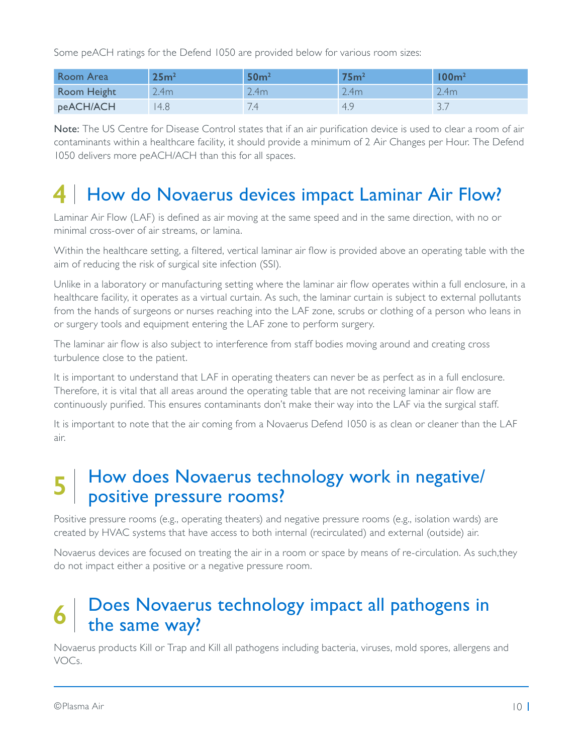Some peACH ratings for the Defend 1050 are provided below for various room sizes:

| Room Area | $25m^2$ | $50m^2$ | $75m^2$ | $100m^2$ |
|---|---|---|---|---|
| Room Height | 2.4m | 2.4m | 2.4m | 2.4m |
| peACH/ACH | 14.8 | 7.4 | 4.9 | 3.7 |

**Note:** The US Centre for Disease Control states that if an air purification device is used to clear a room of air contaminants within a healthcare facility, it should provide a minimum of 2 Air Changes per Hour. The Defend 1050 delivers more peACH/ACH than this for all spaces.

## 4 | How do Novaerus devices impact Laminar Air Flow?

Laminar Air Flow (LAF) is defined as air moving at the same speed and in the same direction, with no or minimal cross-over of air streams, or lamina.

Within the healthcare setting, a filtered, vertical laminar air flow is provided above an operating table with the aim of reducing the risk of surgical site infection (SSI).

Unlike in a laboratory or manufacturing setting where the laminar air flow operates within a full enclosure, in a healthcare facility, it operates as a virtual curtain. As such, the laminar curtain is subject to external pollutants from the hands of surgeons or nurses reaching into the LAF zone, scrubs or clothing of a person who leans in or surgery tools and equipment entering the LAF zone to perform surgery.

The laminar air flow is also subject to interference from staff bodies moving around and creating cross turbulence close to the patient.

It is important to understand that LAF in operating theaters can never be as perfect as in a full enclosure. Therefore, it is vital that all areas around the operating table that are not receiving laminar air flow are continuously purified. This ensures contaminants don't make their way into the LAF via the surgical staff.

It is important to note that the air coming from a Novaerus Defend 1050 is as clean or cleaner than the LAF air.

## 5 | How does Novaerus technology work in negative/positive pressure rooms?

Positive pressure rooms (e.g., operating theaters) and negative pressure rooms (e.g., isolation wards) are created by HVAC systems that have access to both internal (recirculated) and external (outside) air.

Novaerus devices are focused on treating the air in a room or space by means of re-circulation. As such,they do not impact either a positive or a negative pressure room.

## 6 | Does Novaerus technology impact all pathogens in the same way?

Novaerus products Kill or Trap and Kill all pathogens including bacteria, viruses, mold spores, allergens and VOCs.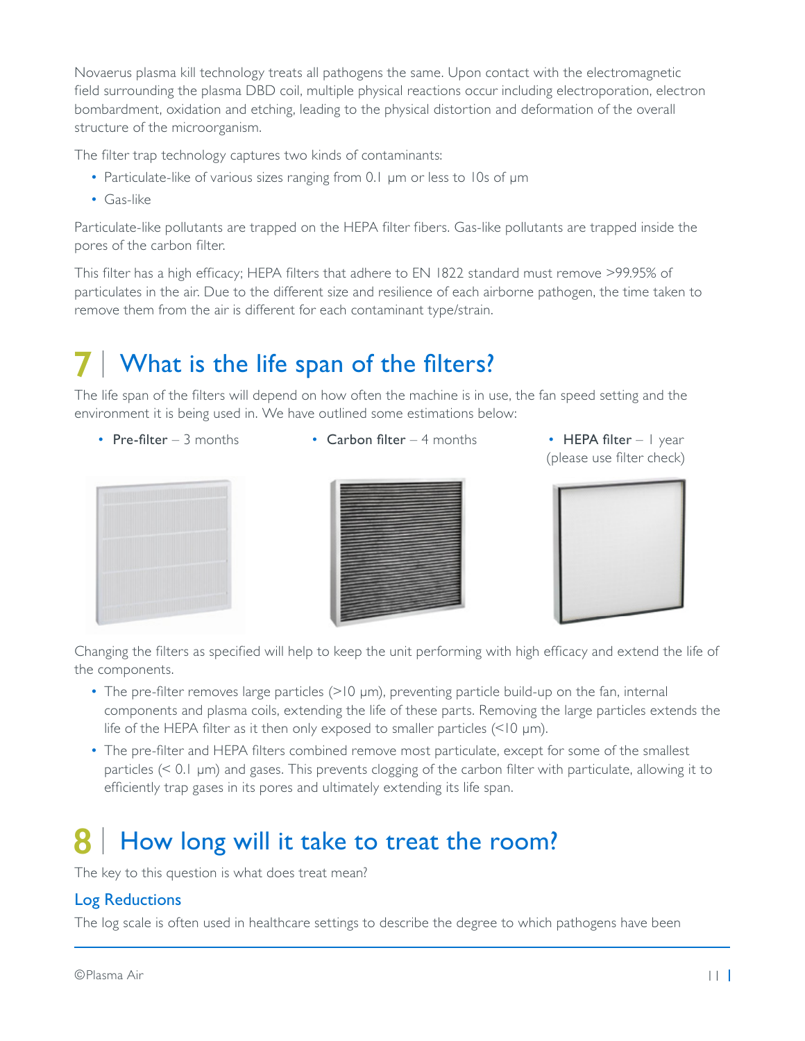Novaerus plasma kill technology treats all pathogens the same. Upon contact with the electromagnetic field surrounding the plasma DBD coil, multiple physical reactions occur including electroporation, electron bombardment, oxidation and etching, leading to the physical distortion and deformation of the overall structure of the microorganism.

The filter trap technology captures two kinds of contaminants:

- Particulate-like of various sizes ranging from 0.1 μm or less to 10s of μm
- Gas-like

Particulate-like pollutants are trapped on the HEPA filter fibers. Gas-like pollutants are trapped inside the pores of the carbon filter.

This filter has a high efficacy; HEPA filters that adhere to EN 1822 standard must remove >99.95% of particulates in the air. Due to the different size and resilience of each airborne pathogen, the time taken to remove them from the air is different for each contaminant type/strain.

# 7 | What is the life span of the filters?

The life span of the filters will depend on how often the machine is in use, the fan speed setting and the environment it is being used in. We have outlined some estimations below:

- **Pre-filter** – 3 months
- **Carbon filter** – 4 months
- **HEPA filter** – 1 year (please use filter check)

Changing the filters as specified will help to keep the unit performing with high efficacy and extend the life of the components.

- The pre-filter removes large particles (>10 μm), preventing particle build-up on the fan, internal components and plasma coils, extending the life of these parts. Removing the large particles extends the life of the HEPA filter as it then only exposed to smaller particles (<10 μm).
- The pre-filter and HEPA filters combined remove most particulate, except for some of the smallest particles (< 0.1 μm) and gases. This prevents clogging of the carbon filter with particulate, allowing it to efficiently trap gases in its pores and ultimately extending its life span.

# 8 | How long will it take to treat the room?

The key to this question is what does treat mean?

## Log Reductions

The log scale is often used in healthcare settings to describe the degree to which pathogens have been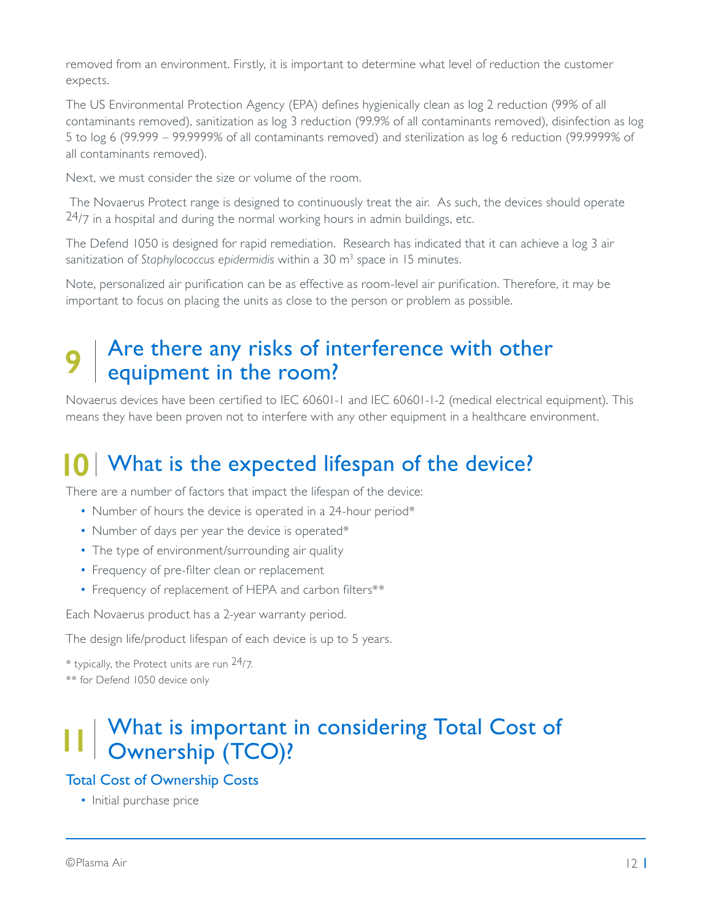removed from an environment. Firstly, it is important to determine what level of reduction the customer expects.

The US Environmental Protection Agency (EPA) defines hygienically clean as log 2 reduction (99% of all contaminants removed), sanitization as log 3 reduction (99.9% of all contaminants removed), disinfection as log 5 to log 6 (99.999 – 99.9999% of all contaminants removed) and sterilization as log 6 reduction (99.9999% of all contaminants removed).

Next, we must consider the size or volume of the room.

The Novaerus Protect range is designed to continuously treat the air. As such, the devices should operate 24/7 in a hospital and during the normal working hours in admin buildings, etc.

The Defend 1050 is designed for rapid remediation. Research has indicated that it can achieve a log 3 air sanitization of *Staphylococcus epidermidis* within a 30 $m^3$ space in 15 minutes.

Note, personalized air purification can be as effective as room-level air purification. Therefore, it may be important to focus on placing the units as close to the person or problem as possible.

## 9 | Are there any risks of interference with other equipment in the room?

Novaerus devices have been certified to IEC 60601-1 and IEC 60601-1-2 (medical electrical equipment). This means they have been proven not to interfere with any other equipment in a healthcare environment.

## 10 | What is the expected lifespan of the device?

There are a number of factors that impact the lifespan of the device:

- Number of hours the device is operated in a 24-hour period*
- Number of days per year the device is operated*
- The type of environment/surrounding air quality
- Frequency of pre-filter clean or replacement
- Frequency of replacement of HEPA and carbon filters**

Each Novaerus product has a 2-year warranty period.

The design life/product lifespan of each device is up to 5 years.

\* typically, the Protect units are run 24/7.

\** for Defend 1050 device only

## 11 | What is important in considering Total Cost of Ownership (TCO)?

### Total Cost of Ownership Costs

- Initial purchase price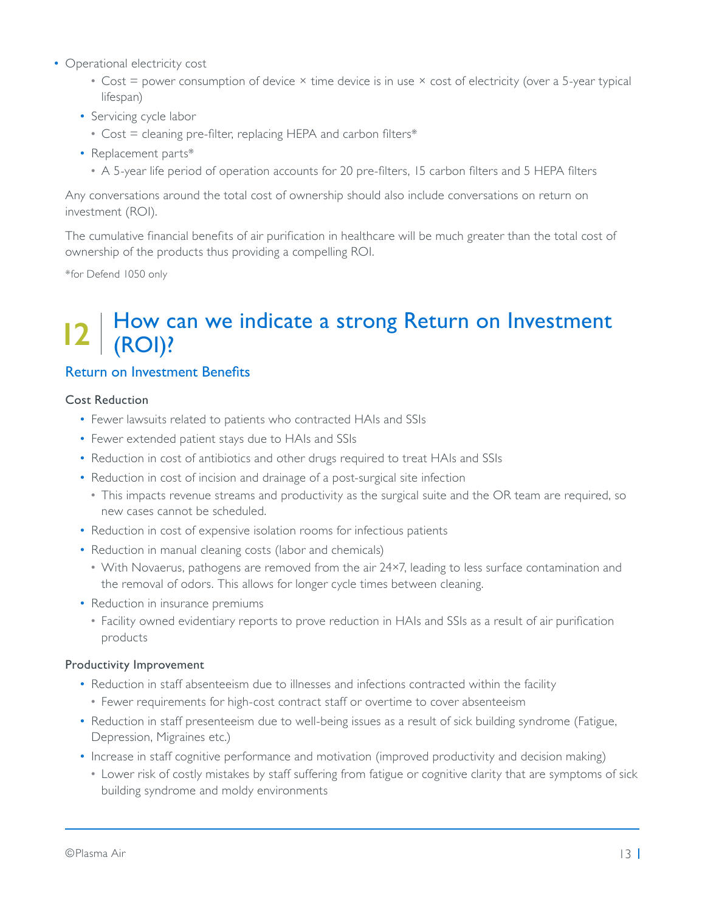- Operational electricity cost
  - Cost = power consumption of device × time device is in use × cost of electricity (over a 5-year typical lifespan)
  - Servicing cycle labor
    - Cost = cleaning pre-filter, replacing HEPA and carbon filters*
  - Replacement parts*
    - A 5-year life period of operation accounts for 20 pre-filters, 15 carbon filters and 5 HEPA filters

Any conversations around the total cost of ownership should also include conversations on return on investment (ROI).

The cumulative financial benefits of air purification in healthcare will be much greater than the total cost of ownership of the products thus providing a compelling ROI.

*for Defend 1050 only

# 12 | How can we indicate a strong Return on Investment (ROI)?

## Return on Investment Benefits

### Cost Reduction

- Fewer lawsuits related to patients who contracted HAIs and SSIs
- Fewer extended patient stays due to HAIs and SSIs
- Reduction in cost of antibiotics and other drugs required to treat HAIs and SSIs
- Reduction in cost of incision and drainage of a post-surgical site infection
  - This impacts revenue streams and productivity as the surgical suite and the OR team are required, so new cases cannot be scheduled.
- Reduction in cost of expensive isolation rooms for infectious patients
- Reduction in manual cleaning costs (labor and chemicals)
  - With Novaerus, pathogens are removed from the air 24×7, leading to less surface contamination and the removal of odors. This allows for longer cycle times between cleaning.
- Reduction in insurance premiums
  - Facility owned evidentiary reports to prove reduction in HAIs and SSIs as a result of air purification products

### Productivity Improvement

- Reduction in staff absenteeism due to illnesses and infections contracted within the facility
  - Fewer requirements for high-cost contract staff or overtime to cover absenteeism
- Reduction in staff presenteeism due to well-being issues as a result of sick building syndrome (Fatigue, Depression, Migraines etc.)
- Increase in staff cognitive performance and motivation (improved productivity and decision making)
  - Lower risk of costly mistakes by staff suffering from fatigue or cognitive clarity that are symptoms of sick building syndrome and moldy environments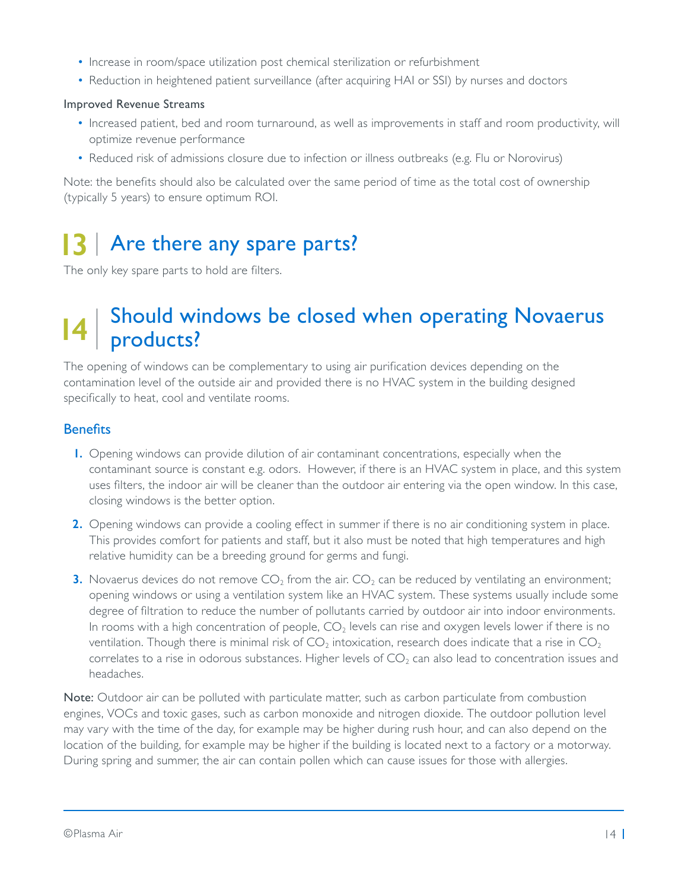- Increase in room/space utilization post chemical sterilization or refurbishment
- Reduction in heightened patient surveillance (after acquiring HAI or SSI) by nurses and doctors

Improved Revenue Streams

- Increased patient, bed and room turnaround, as well as improvements in staff and room productivity, will optimize revenue performance
- Reduced risk of admissions closure due to infection or illness outbreaks (e.g. Flu or Norovirus)

Note: the benefits should also be calculated over the same period of time as the total cost of ownership (typically 5 years) to ensure optimum ROI.

## 13 | Are there any spare parts?

The only key spare parts to hold are filters.

## 14 | Should windows be closed when operating Novaerus products?

The opening of windows can be complementary to using air purification devices depending on the contamination level of the outside air and provided there is no HVAC system in the building designed specifically to heat, cool and ventilate rooms.

### Benefits

1. Opening windows can provide dilution of air contaminant concentrations, especially when the contaminant source is constant e.g. odors. However, if there is an HVAC system in place, and this system uses filters, the indoor air will be cleaner than the outdoor air entering via the open window. In this case, closing windows is the better option.
2. Opening windows can provide a cooling effect in summer if there is no air conditioning system in place. This provides comfort for patients and staff, but it also must be noted that high temperatures and high relative humidity can be a breeding ground for germs and fungi.
3. Novaerus devices do not remove $CO_2$ from the air. $CO_2$ can be reduced by ventilating an environment; opening windows or using a ventilation system like an HVAC system. These systems usually include some degree of filtration to reduce the number of pollutants carried by outdoor air into indoor environments. In rooms with a high concentration of people, $CO_2$ levels can rise and oxygen levels lower if there is no ventilation. Though there is minimal risk of $CO_2$ intoxication, research does indicate that a rise in $CO_2$ correlates to a rise in odorous substances. Higher levels of $CO_2$ can also lead to concentration issues and headaches.

**Note:** Outdoor air can be polluted with particulate matter, such as carbon particulate from combustion engines, VOCs and toxic gases, such as carbon monoxide and nitrogen dioxide. The outdoor pollution level may vary with the time of the day, for example may be higher during rush hour, and can also depend on the location of the building, for example may be higher if the building is located next to a factory or a motorway. During spring and summer, the air can contain pollen which can cause issues for those with allergies.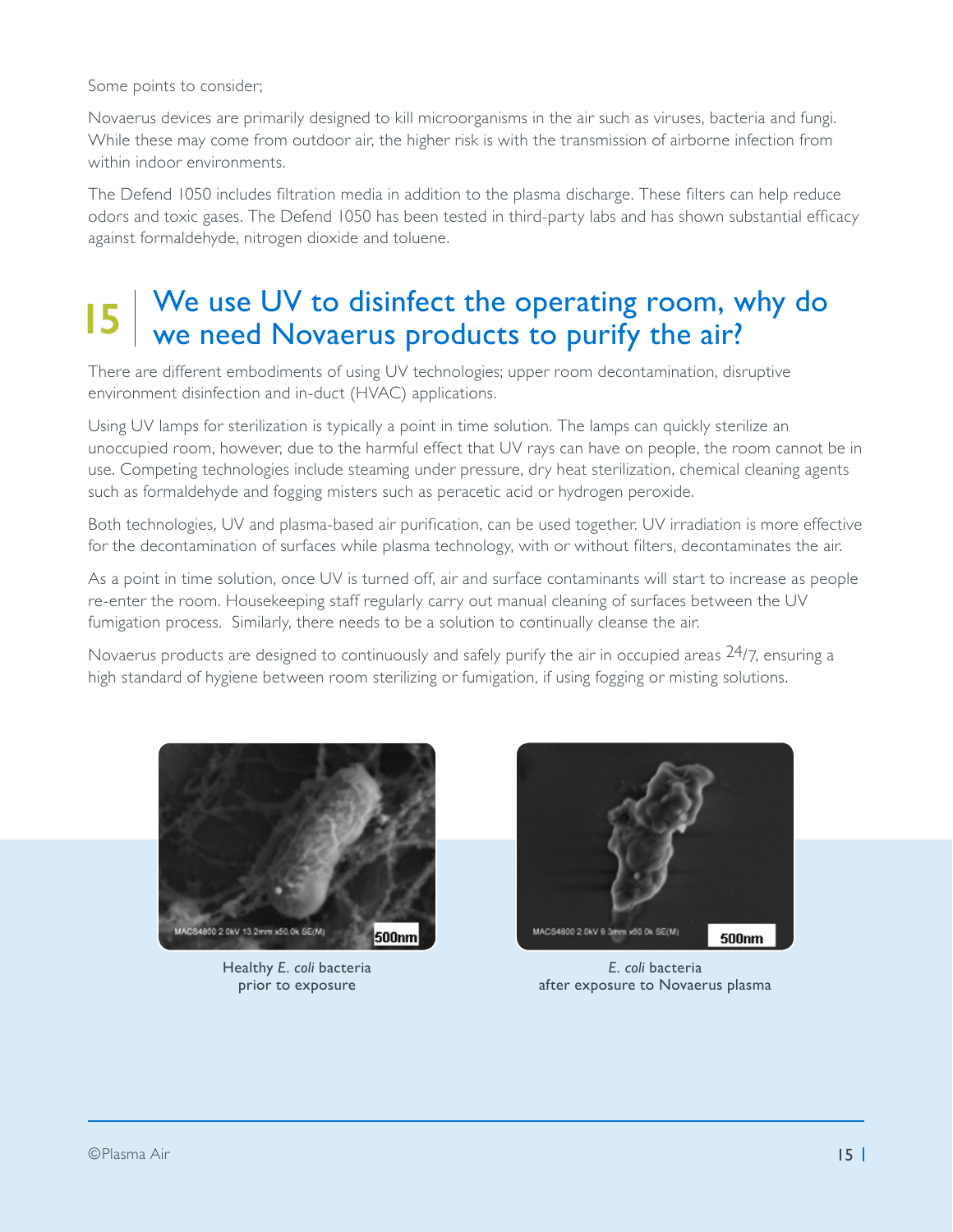Some points to consider;

Novaerus devices are primarily designed to kill microorganisms in the air such as viruses, bacteria and fungi. While these may come from outdoor air, the higher risk is with the transmission of airborne infection from within indoor environments.

The Defend 1050 includes filtration media in addition to the plasma discharge. These filters can help reduce odors and toxic gases. The Defend 1050 has been tested in third-party labs and has shown substantial efficacy against formaldehyde, nitrogen dioxide and toluene.

## 15 We use UV to disinfect the operating room, why do we need Novaerus products to purify the air?

There are different embodiments of using UV technologies; upper room decontamination, disruptive environment disinfection and in-duct (HVAC) applications.

Using UV lamps for sterilization is typically a point in time solution. The lamps can quickly sterilize an unoccupied room, however, due to the harmful effect that UV rays can have on people, the room cannot be in use. Competing technologies include steaming under pressure, dry heat sterilization, chemical cleaning agents such as formaldehyde and fogging misters such as peracetic acid or hydrogen peroxide.

Both technologies, UV and plasma-based air purification, can be used together. UV irradiation is more effective for the decontamination of surfaces while plasma technology, with or without filters, decontaminates the air.

As a point in time solution, once UV is turned off, air and surface contaminants will start to increase as people re-enter the room. Housekeeping staff regularly carry out manual cleaning of surfaces between the UV fumigation process. Similarly, there needs to be a solution to continually cleanse the air.

Novaerus products are designed to continuously and safely purify the air in occupied areas 24/7, ensuring a high standard of hygiene between room sterilizing or fumigation, if using fogging or misting solutions.

Healthy *E. coli* bacteria prior to exposure

*E. coli* bacteria after exposure to Novaerus plasma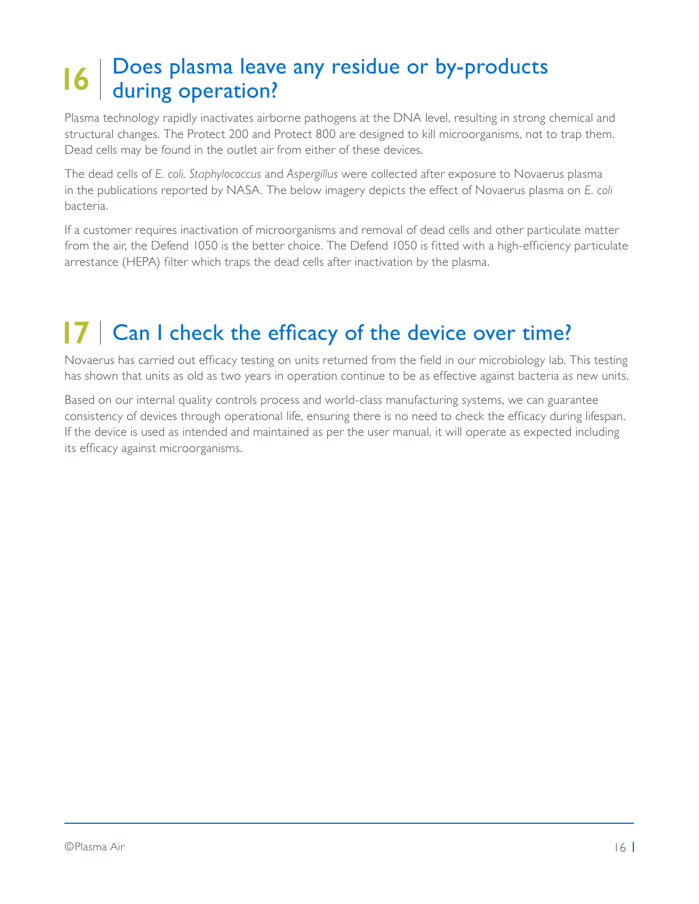## 16 Does plasma leave any residue or by-products during operation?

Plasma technology rapidly inactivates airborne pathogens at the DNA level, resulting in strong chemical and structural changes. The Protect 200 and Protect 800 are designed to kill microorganisms, not to trap them. Dead cells may be found in the outlet air from either of these devices.

The dead cells of *E. coli, Staphylococcus* and *Aspergillus* were collected after exposure to Novaerus plasma in the publications reported by NASA. The below imagery depicts the effect of Novaerus plasma on *E. coli* bacteria.

If a customer requires inactivation of microorganisms and removal of dead cells and other particulate matter from the air, the Defend 1050 is the better choice. The Defend 1050 is fitted with a high-efficiency particulate arrestance (HEPA) filter which traps the dead cells after inactivation by the plasma.

## 17 Can I check the efficacy of the device over time?

Novaerus has carried out efficacy testing on units returned from the field in our microbiology lab. This testing has shown that units as old as two years in operation continue to be as effective against bacteria as new units.

Based on our internal quality controls process and world-class manufacturing systems, we can guarantee consistency of devices through operational life, ensuring there is no need to check the efficacy during lifespan. If the device is used as intended and maintained as per the user manual, it will operate as expected including its efficacy against microorganisms.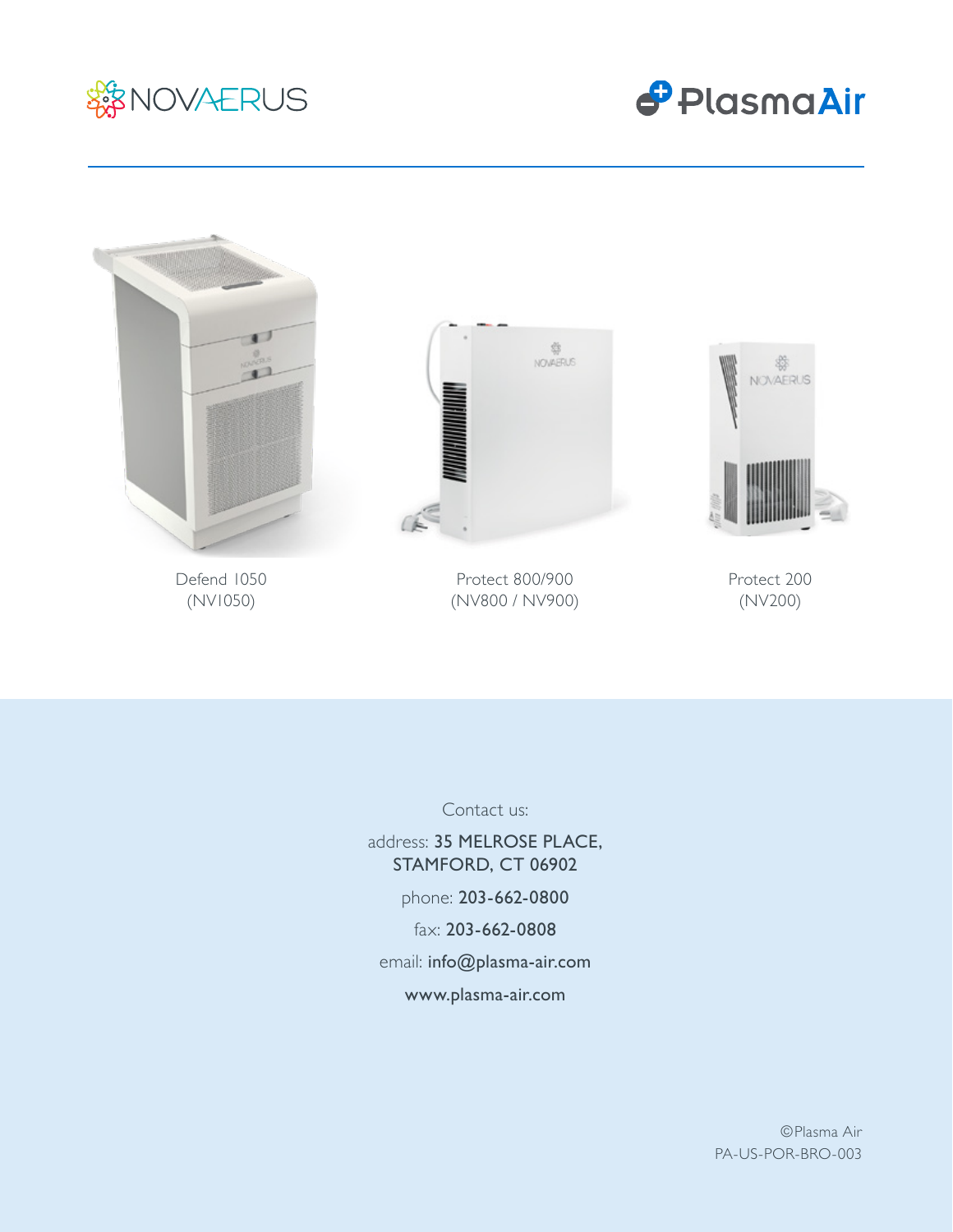NOVAERUS

PlasmaAir

Defend 1050
(NV1050)

Protect 800/900
(NV800 / NV900)

Protect 200
(NV200)

Contact us:

address: **35 MELROSE PLACE, STAMFORD, CT 06902**

phone: **203-662-0800**

fax: **203-662-0808**

email: **info@plasma-air.com**

**www.plasma-air.com**

©Plasma Air
PA-US-POR-BRO-003